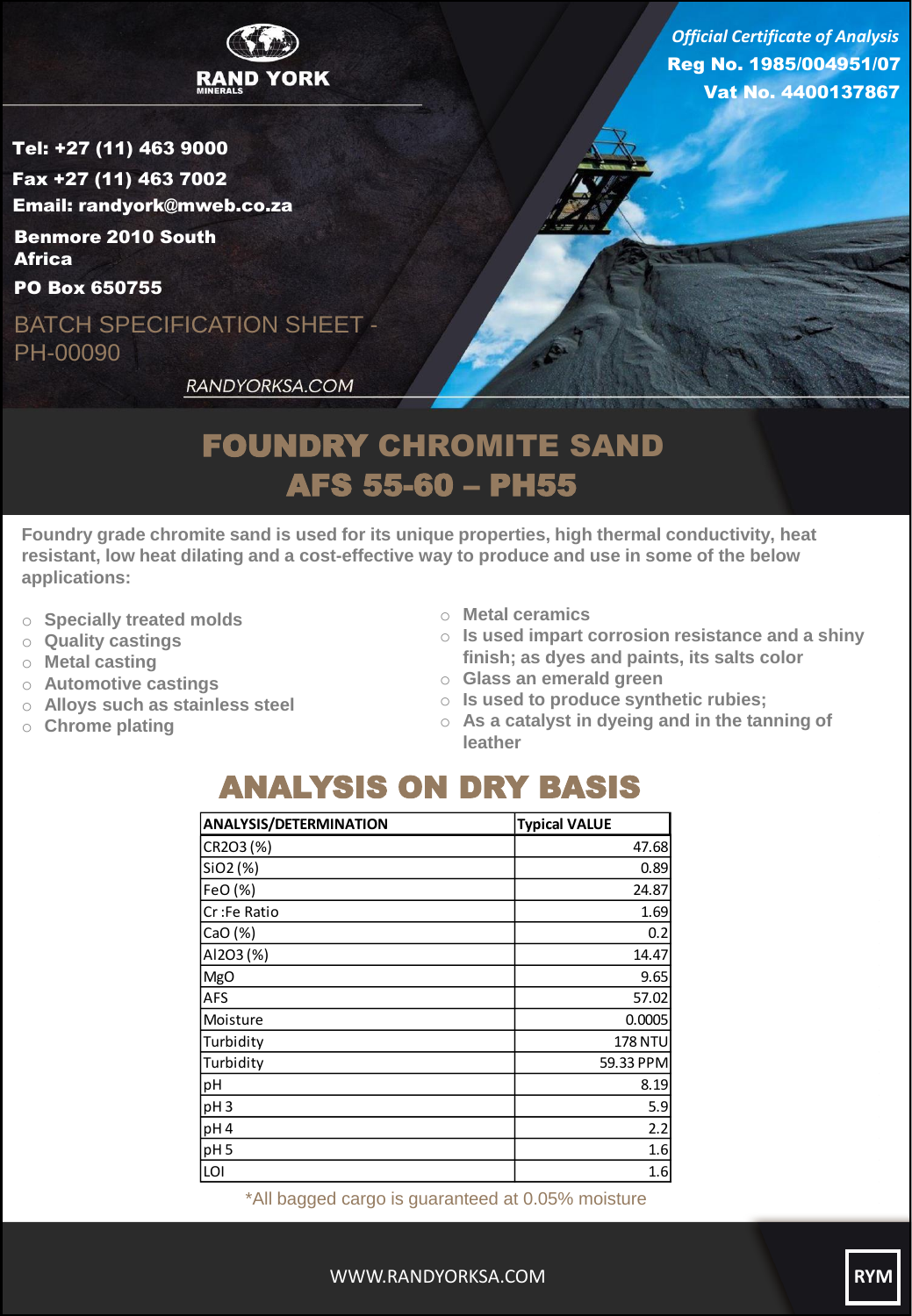RAND YORK MINERALS

*Official Certificate of Analysis*
**Reg No. 1985/004951/07**
**Vat No. 4400137867**

**Tel: +27 (11) 463 9000**
**Fax +27 (11) 463 7002**
**Email: randyork@mweb.co.za**
**Benmore 2010 South Africa**
**PO Box 650755**

BATCH SPECIFICATION SHEET - PH-00090

*RANDYORKSA.COM*

# FOUNDRY CHROMITE SAND AFS 55-60 – PH55

**Foundry grade chromite sand is used for its unique properties, high thermal conductivity, heat resistant, low heat dilating and a cost-effective way to produce and use in some of the below applications:**

- Specially treated molds
- Quality castings
- Metal casting
- Automotive castings
- Alloys such as stainless steel
- Chrome plating
- Metal ceramics
- Is used impart corrosion resistance and a shiny finish; as dyes and paints, its salts color
- Glass an emerald green
- Is used to produce synthetic rubies;
- As a catalyst in dyeing and in the tanning of leather

## ANALYSIS ON DRY BASIS

| ANALYSIS/DETERMINATION | Typical VALUE |
|---|---|
| $CR_2O_3$ (%) | 47.68 |
| $SiO_2$ (%) | 0.89 |
| FeO (%) | 24.87 |
| Cr :Fe Ratio | 1.69 |
| CaO (%) | 0.2 |
| $Al_2O_3$ (%) | 14.47 |
| MgO | 9.65 |
| AFS | 57.02 |
| Moisture | 0.0005 |
| Turbidity | 178 NTU |
| Turbidity | 59.33 PPM |
| pH | 8.19 |
| pH 3 | 5.9 |
| pH 4 | 2.2 |
| pH 5 | 1.6 |
| LOI | 1.6 |

*All bagged cargo is guaranteed at 0.05% moisture

WWW.RANDYORKSA.COM

RYM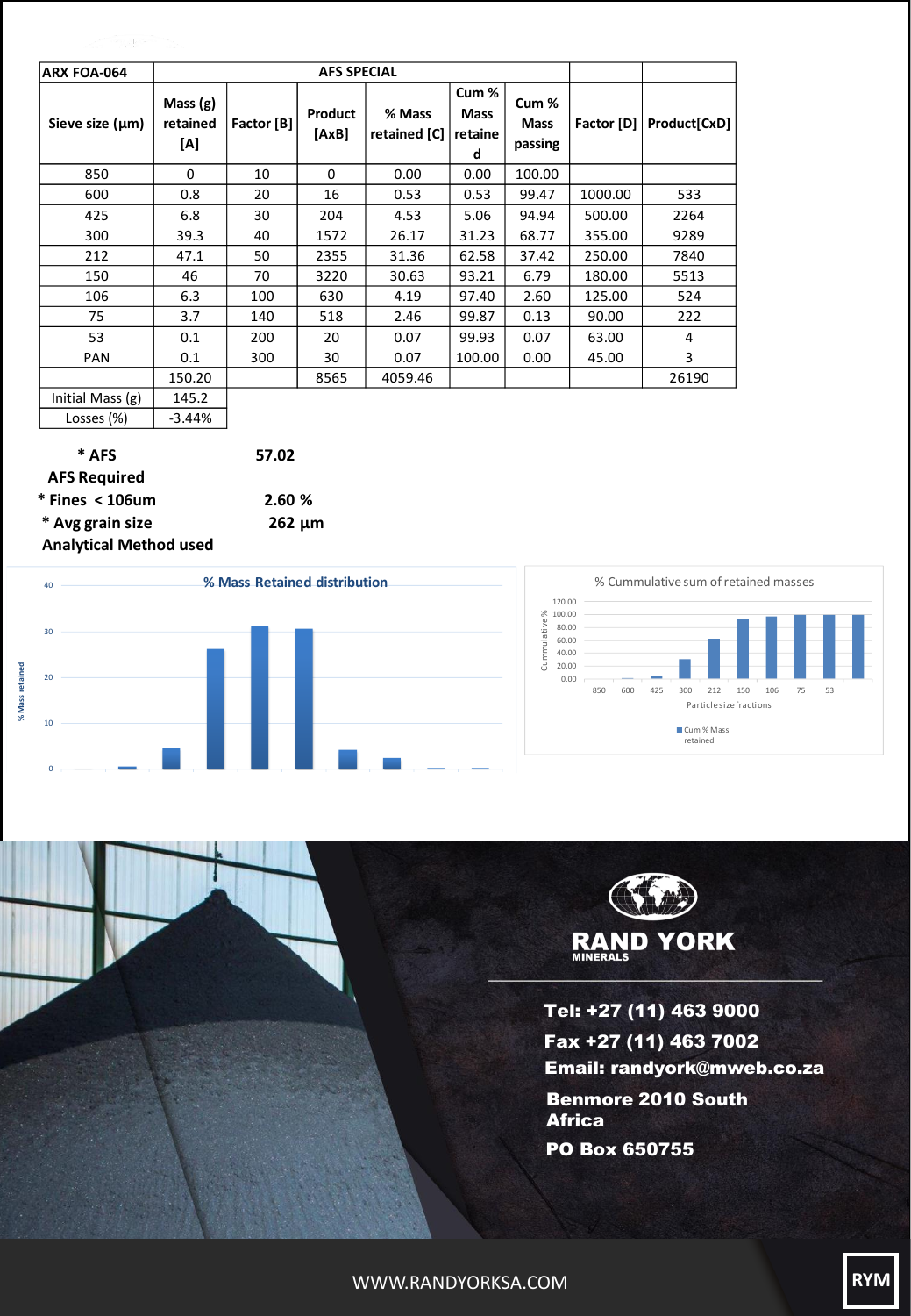| ARX FOA-064 | AFS SPECIAL | | | | | | | |
|---|---|---|---|---|---|---|---|---|
| Sieve size (µm) | Mass (g) retained [A] | Factor [B] | Product [AxB] | % Mass retained [C] | Cum % Mass retained | Cum % Mass passing | Factor [D] | Product[CxD] |
| 850 | 0 | 10 | 0 | 0.00 | 0.00 | 100.00 | | |
| 600 | 0.8 | 20 | 16 | 0.53 | 0.53 | 99.47 | 1000.00 | 533 |
| 425 | 6.8 | 30 | 204 | 4.53 | 5.06 | 94.94 | 500.00 | 2264 |
| 300 | 39.3 | 40 | 1572 | 26.17 | 31.23 | 68.77 | 355.00 | 9289 |
| 212 | 47.1 | 50 | 2355 | 31.36 | 62.58 | 37.42 | 250.00 | 7840 |
| 150 | 46 | 70 | 3220 | 30.63 | 93.21 | 6.79 | 180.00 | 5513 |
| 106 | 6.3 | 100 | 630 | 4.19 | 97.40 | 2.60 | 125.00 | 524 |
| 75 | 3.7 | 140 | 518 | 2.46 | 99.87 | 0.13 | 90.00 | 222 |
| 53 | 0.1 | 200 | 20 | 0.07 | 99.93 | 0.07 | 63.00 | 4 |
| PAN | 0.1 | 300 | 30 | 0.07 | 100.00 | 0.00 | 45.00 | 3 |
| | 150.20 | | 8565 | 4059.46 | | | | 26190 |
| Initial Mass (g) | 145.2 | | | | | | | |
| Losses (%) | -3.44% | | | | | | | |

**\* AFS** 57.02

**AFS Required**

**\* Fines < 106um** 2.60 %

**\* Avg grain size** 262 µm

**Analytical Method used**

% Mass Retained distribution

% Mass retained

40
30
20
10
0

% Cummulative sum of retained masses

Cummulative %

120.00
100.00
80.00
60.00
40.00
20.00
0.00

850 600 425 300 212 150 106 75 53

Particle size fractions

Cum % Mass retained

**RAND YORK MINERALS**

**Tel: +27 (11) 463 9000**

**Fax +27 (11) 463 7002**

**Email: randyork@mweb.co.za**

**Benmore 2010 South Africa**

**PO Box 650755**

WWW.RANDYORKSA.COM

**RYM**